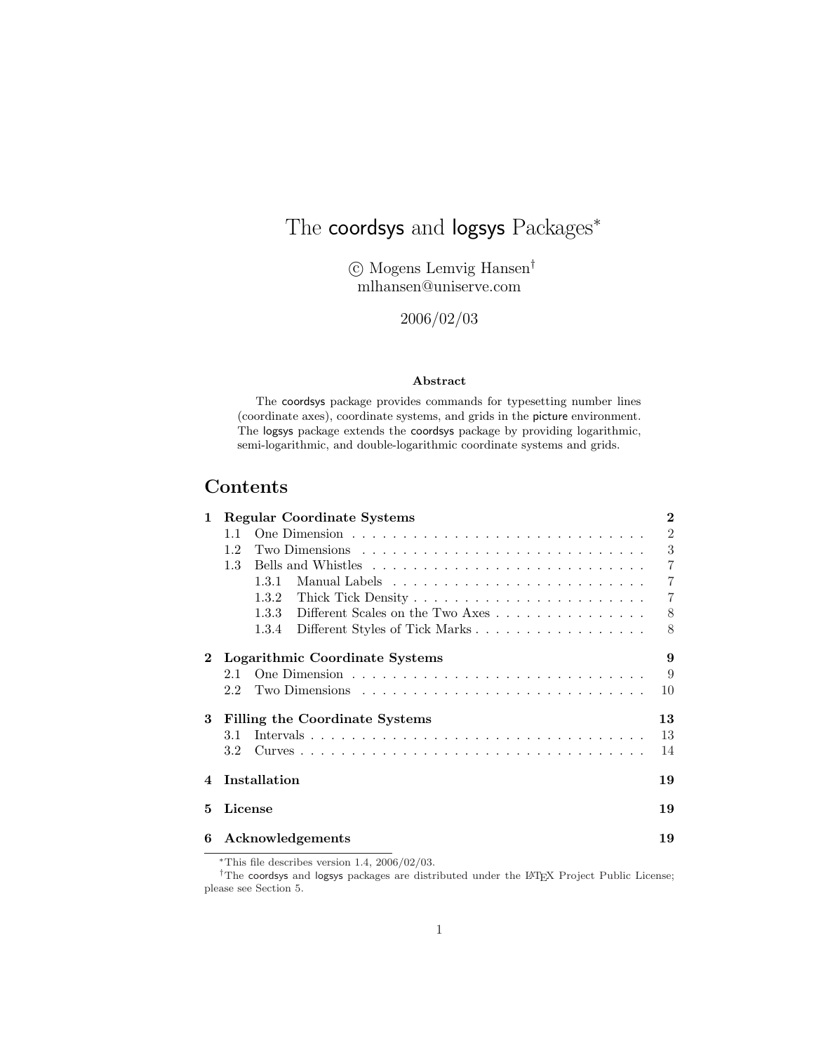# The coordsys and logsys Packages*

© Mogens Lemvig Hansen†
mlhansen@uniserve.com

2006/02/03

**Abstract**

The coordsys package provides commands for typesetting number lines (coordinate axes), coordinate systems, and grids in the picture environment. The logsys package extends the coordsys package by providing logarithmic, semi-logarithmic, and double-logarithmic coordinate systems and grids.

## Contents

**1 Regular Coordinate Systems** — 2
- 1.1 One Dimension — 2
- 1.2 Two Dimensions — 3
- 1.3 Bells and Whistles — 7
  - 1.3.1 Manual Labels — 7
  - 1.3.2 Thick Tick Density — 7
  - 1.3.3 Different Scales on the Two Axes — 8
  - 1.3.4 Different Styles of Tick Marks — 8

**2 Logarithmic Coordinate Systems** — 9
- 2.1 One Dimension — 9
- 2.2 Two Dimensions — 10

**3 Filling the Coordinate Systems** — 13
- 3.1 Intervals — 13
- 3.2 Curves — 14

**4 Installation** — 19

**5 License** — 19

**6 Acknowledgements** — 19

---

*This file describes version 1.4, 2006/02/03.

†The coordsys and logsys packages are distributed under the LaTeX Project Public License; please see Section 5.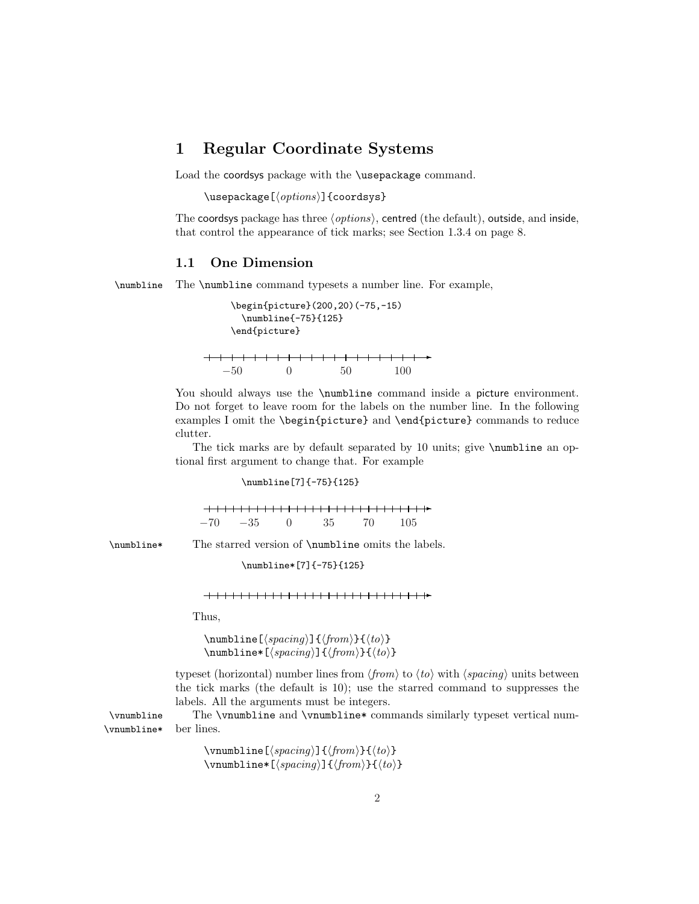# 1 Regular Coordinate Systems

Load the coordsys package with the `\usepackage` command.

```
\usepackage[⟨options⟩]{coordsys}
```

The coordsys package has three ⟨*options*⟩, centred (the default), outside, and inside, that control the appearance of tick marks; see Section 1.3.4 on page 8.

## 1.1 One Dimension

`\numbline` The `\numbline` command typesets a number line. For example,

```
\begin{picture}(200,20)(-75,-15)
  \numbline{-75}{125}
\end{picture}
```

−50  0  50  100

You should always use the `\numbline` command inside a picture environment. Do not forget to leave room for the labels on the number line. In the following examples I omit the `\begin{picture}` and `\end{picture}` commands to reduce clutter.

The tick marks are by default separated by 10 units; give `\numbline` an optional first argument to change that. For example

```
\numbline[7]{-75}{125}
```

−70  −35  0  35  70  105

`\numbline*` The starred version of `\numbline` omits the labels.

```
\numbline*[7]{-75}{125}
```

Thus,

```
\numbline[⟨spacing⟩]{⟨from⟩}{⟨to⟩}
\numbline*[⟨spacing⟩]{⟨from⟩}{⟨to⟩}
```

typeset (horizontal) number lines from ⟨*from*⟩ to ⟨*to*⟩ with ⟨*spacing*⟩ units between the tick marks (the default is 10); use the starred command to suppresses the labels. All the arguments must be integers.

`\vnumbline` `\vnumbline*` The `\vnumbline` and `\vnumbline*` commands similarly typeset vertical number lines.

```
\vnumbline[⟨spacing⟩]{⟨from⟩}{⟨to⟩}
\vnumbline*[⟨spacing⟩]{⟨from⟩}{⟨to⟩}
```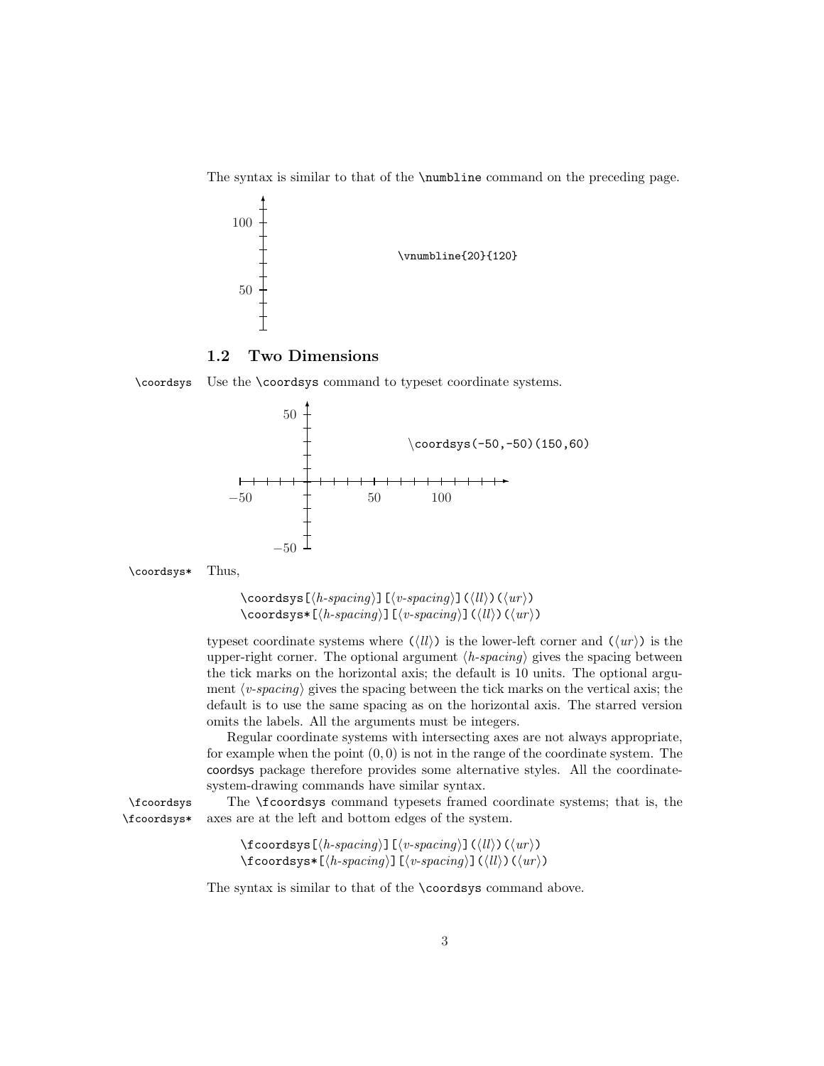The syntax is similar to that of the `\numbline` command on the preceding page.

`\vnumbline{20}{120}`

## 1.2 Two Dimensions

`\coordsys` Use the `\coordsys` command to typeset coordinate systems.

`\coordsys(-50,-50)(150,60)`

`\coordsys*` Thus,

```
\coordsys[⟨h-spacing⟩][⟨v-spacing⟩](⟨ll⟩)(⟨ur⟩)
\coordsys*[⟨h-spacing⟩][⟨v-spacing⟩](⟨ll⟩)(⟨ur⟩)
```

typeset coordinate systems where (⟨*ll*⟩) is the lower-left corner and (⟨*ur*⟩) is the upper-right corner. The optional argument ⟨*h-spacing*⟩ gives the spacing between the tick marks on the horizontal axis; the default is 10 units. The optional argument ⟨*v-spacing*⟩ gives the spacing between the tick marks on the vertical axis; the default is to use the same spacing as on the horizontal axis. The starred version omits the labels. All the arguments must be integers.

Regular coordinate systems with intersecting axes are not always appropriate, for example when the point $(0,0)$ is not in the range of the coordinate system. The coordsys package therefore provides some alternative styles. All the coordinate-system-drawing commands have similar syntax.

`\fcoordsys` `\fcoordsys*` The `\fcoordsys` command typesets framed coordinate systems; that is, the axes are at the left and bottom edges of the system.

```
\fcoordsys[⟨h-spacing⟩][⟨v-spacing⟩](⟨ll⟩)(⟨ur⟩)
\fcoordsys*[⟨h-spacing⟩][⟨v-spacing⟩](⟨ll⟩)(⟨ur⟩)
```

The syntax is similar to that of the `\coordsys` command above.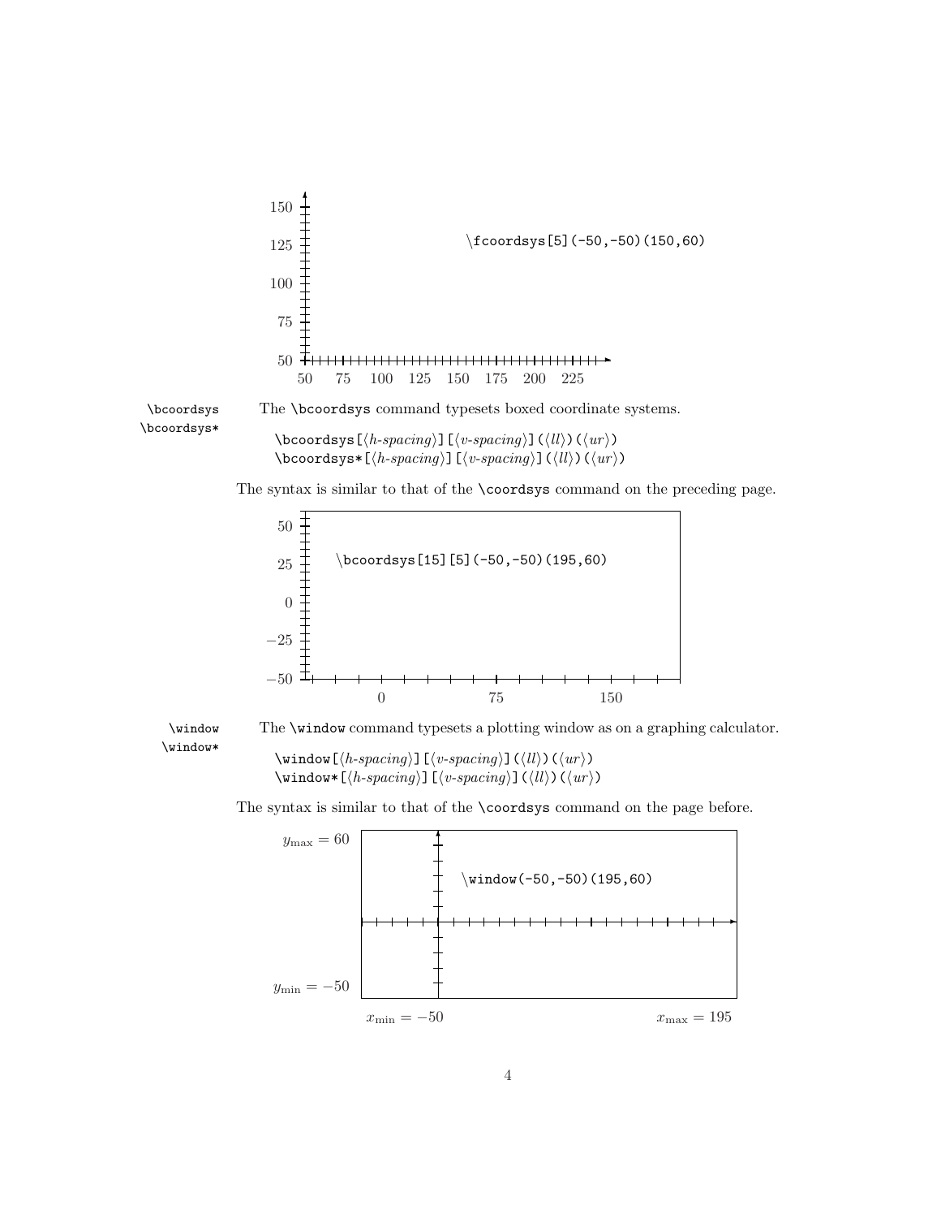\fcoordsys[5](-50,-50)(150,60)

150
125
100
75
50

50 75 100 125 150 175 200 225

**\bcoordsys**
**\bcoordsys***

The `\bcoordsys` command typesets boxed coordinate systems.

```
\bcoordsys[⟨h-spacing⟩][⟨v-spacing⟩](⟨ll⟩)(⟨ur⟩)
\bcoordsys*[⟨h-spacing⟩][⟨v-spacing⟩](⟨ll⟩)(⟨ur⟩)
```

The syntax is similar to that of the `\coordsys` command on the preceding page.

\bcoordsys[15][5](-50,-50)(195,60)

50
25
0
−25
−50

0 75 150

**\window**
**\window***

The `\window` command typesets a plotting window as on a graphing calculator.

```
\window[⟨h-spacing⟩][⟨v-spacing⟩](⟨ll⟩)(⟨ur⟩)
\window*[⟨h-spacing⟩][⟨v-spacing⟩](⟨ll⟩)(⟨ur⟩)
```

The syntax is similar to that of the `\coordsys` command on the page before.

\window(-50,-50)(195,60)

$y_{\max} = 60$

$y_{\min} = -50$

$x_{\min} = -50$ $x_{\max} = 195$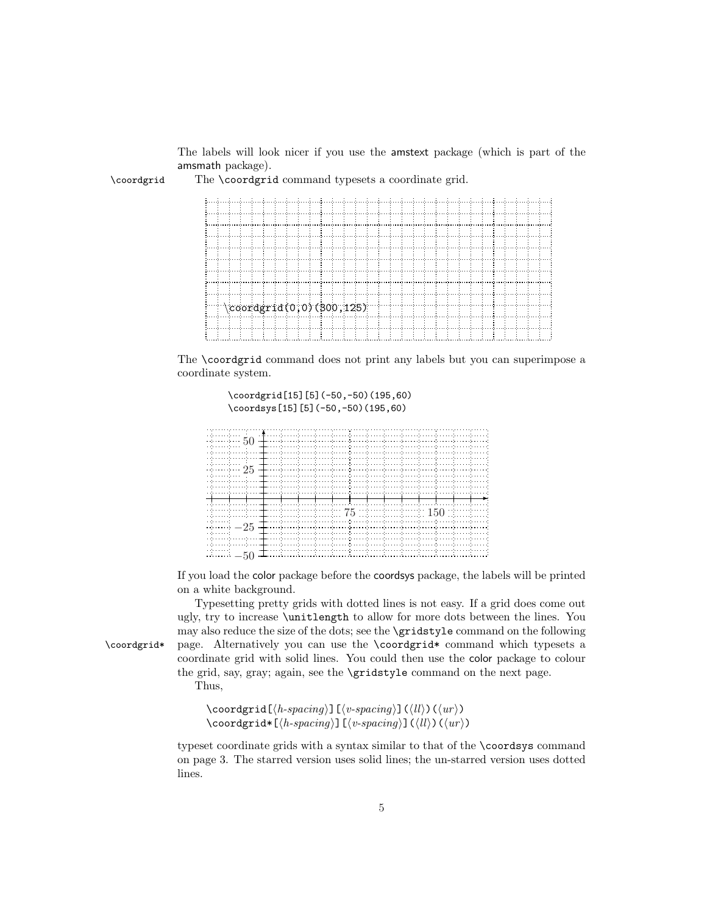The labels will look nicer if you use the amstext package (which is part of the amsmath package).

`\coordgrid` The `\coordgrid` command typesets a coordinate grid.

```
\coordgrid(0,0)(300,125)
```

The `\coordgrid` command does not print any labels but you can superimpose a coordinate system.

```
\coordgrid[15][5](-50,-50)(195,60)
\coordsys[15][5](-50,-50)(195,60)
```

If you load the color package before the coordsys package, the labels will be printed on a white background.

Typesetting pretty grids with dotted lines is not easy. If a grid does come out ugly, try to increase `\unitlength` to allow for more dots between the lines. You may also reduce the size of the dots; see the `\gridstyle` command on the following page. Alternatively you can use the `\coordgrid*` command which typesets a coordinate grid with solid lines. You could then use the color package to colour the grid, say, gray; again, see the `\gridstyle` command on the next page.

`\coordgrid*`

Thus,

```
\coordgrid[⟨h-spacing⟩][⟨v-spacing⟩](⟨ll⟩)(⟨ur⟩)
\coordgrid*[⟨h-spacing⟩][⟨v-spacing⟩](⟨ll⟩)(⟨ur⟩)
```

typeset coordinate grids with a syntax similar to that of the `\coordsys` command on page 3. The starred version uses solid lines; the un-starred version uses dotted lines.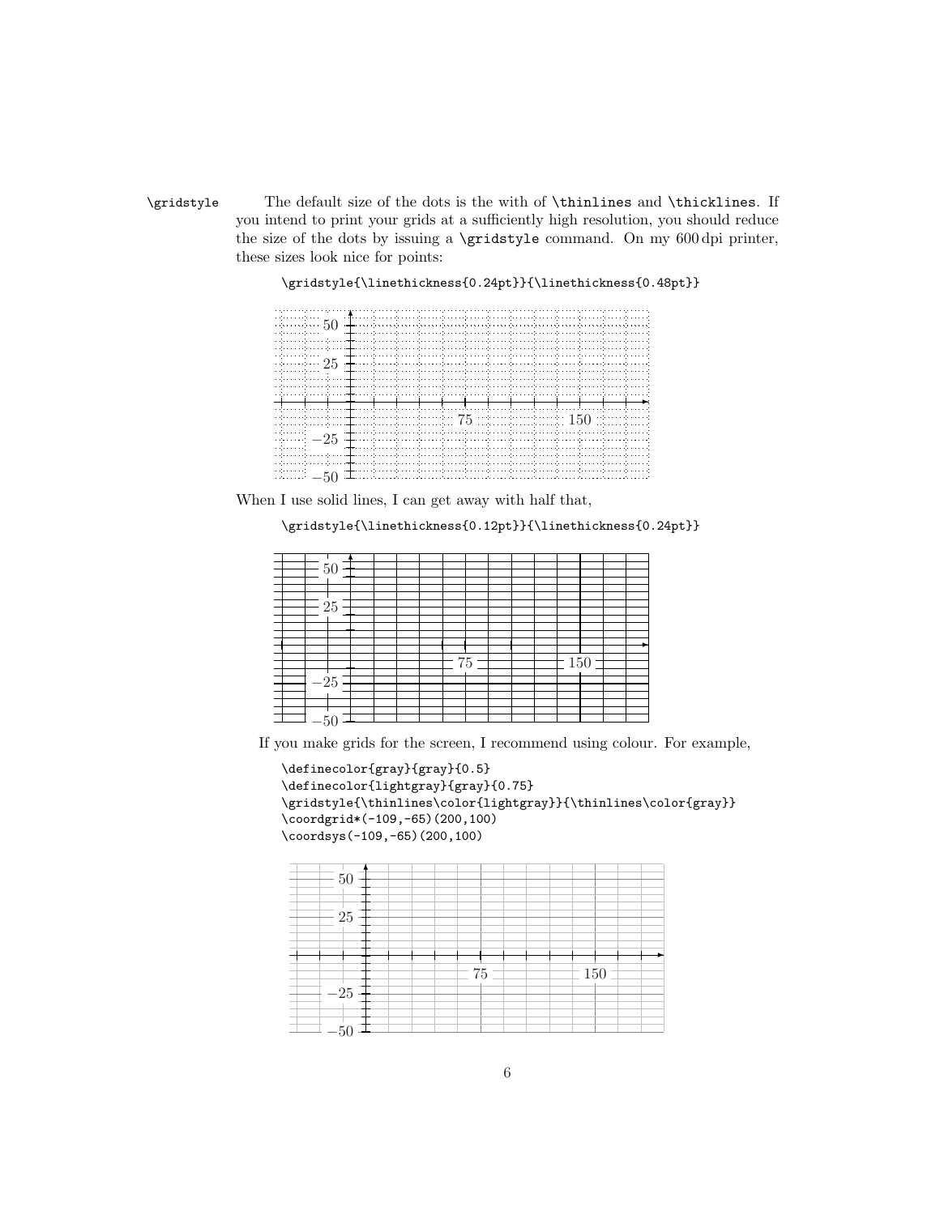\gridstyle

The default size of the dots is the with of `\thinlines` and `\thicklines`. If you intend to print your grids at a sufficiently high resolution, you should reduce the size of the dots by issuing a `\gridstyle` command. On my 600 dpi printer, these sizes look nice for points:

```
\gridstyle{\linethickness{0.24pt}}{\linethickness{0.48pt}}
```

When I use solid lines, I can get away with half that,

```
\gridstyle{\linethickness{0.12pt}}{\linethickness{0.24pt}}
```

If you make grids for the screen, I recommend using colour. For example,

```
\definecolor{gray}{gray}{0.5}
\definecolor{lightgray}{gray}{0.75}
\gridstyle{\thinlines\color{lightgray}}{\thinlines\color{gray}}
\coordgrid*(-109,-65)(200,100)
\coordsys(-109,-65)(200,100)
```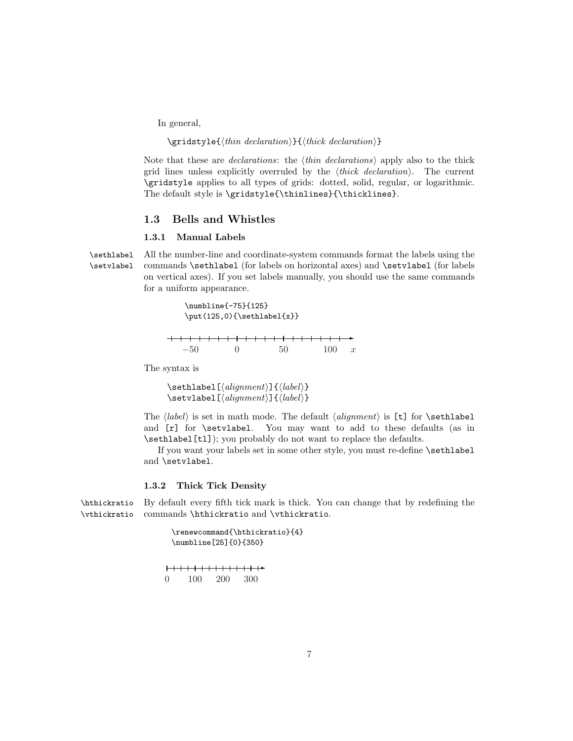In general,

```
\gridstyle{⟨thin declaration⟩}{⟨thick declaration⟩}
```

Note that these are *declarations*: the ⟨*thin declarations*⟩ apply also to the thick grid lines unless explicitly overruled by the ⟨*thick declaration*⟩. The current `\gridstyle` applies to all types of grids: dotted, solid, regular, or logarithmic. The default style is `\gridstyle{\thinlines}{\thicklines}`.

## 1.3 Bells and Whistles

### 1.3.1 Manual Labels

`\sethlabel` `\setvlabel` All the number-line and coordinate-system commands format the labels using the commands `\sethlabel` (for labels on horizontal axes) and `\setvlabel` (for labels on vertical axes). If you set labels manually, you should use the same commands for a uniform appearance.

```
\numbline{-75}{125}
\put(125,0){\sethlabel{x}}
```

$-50$ 0 50 100 $x$

The syntax is

```
\sethlabel[⟨alignment⟩]{⟨label⟩}
\setvlabel[⟨alignment⟩]{⟨label⟩}
```

The ⟨*label*⟩ is set in math mode. The default ⟨*alignment*⟩ is `[t]` for `\sethlabel` and `[r]` for `\setvlabel`. You may want to add to these defaults (as in `\sethlabel[tl]`); you probably do not want to replace the defaults.

If you want your labels set in some other style, you must re-define `\sethlabel` and `\setvlabel`.

### 1.3.2 Thick Tick Density

`\hthickratio` `\vthickratio` By default every fifth tick mark is thick. You can change that by redefining the commands `\hthickratio` and `\vthickratio`.

```
\renewcommand{\hthickratio}{4}
\numbline[25]{0}{350}
```

0 100 200 300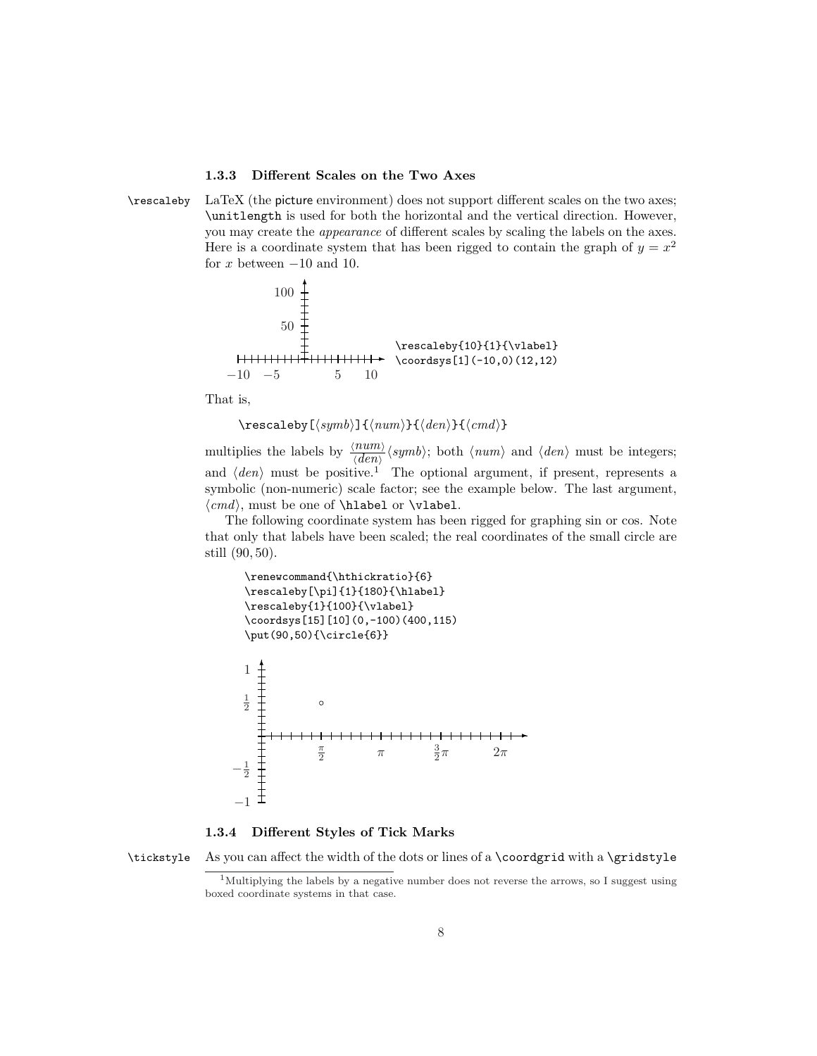### 1.3.3 Different Scales on the Two Axes

\rescaleby LaTeX (the picture environment) does not support different scales on the two axes; `\unitlength` is used for both the horizontal and the vertical direction. However, you may create the *appearance* of different scales by scaling the labels on the axes. Here is a coordinate system that has been rigged to contain the graph of $y = x^2$ for $x$ between $-10$ and 10.

```
\rescaleby{10}{1}{\vlabel}
\coordsys[1](-10,0)(12,12)
```

That is,

`\rescaleby[`$\langle symb \rangle$`]{`$\langle num \rangle$`}{`$\langle den \rangle$`}{`$\langle cmd \rangle$`}`

multiplies the labels by $\frac{\langle num \rangle}{\langle den \rangle}\langle symb \rangle$; both $\langle num \rangle$ and $\langle den \rangle$ must be integers; and $\langle den \rangle$ must be positive.[1] The optional argument, if present, represents a symbolic (non-numeric) scale factor; see the example below. The last argument, $\langle cmd \rangle$, must be one of `\hlabel` or `\vlabel`.

The following coordinate system has been rigged for graphing sin or cos. Note that only that labels have been scaled; the real coordinates of the small circle are still $(90, 50)$.

```
\renewcommand{\hthickratio}{6}
\rescaleby[\pi]{1}{180}{\hlabel}
\rescaleby{1}{100}{\vlabel}
\coordsys[15][10](0,-100)(400,115)
\put(90,50){\circle{6}}
```

### 1.3.4 Different Styles of Tick Marks

\tickstyle As you can affect the width of the dots or lines of a `\coordgrid` with a `\gridstyle`

[1] Multiplying the labels by a negative number does not reverse the arrows, so I suggest using boxed coordinate systems in that case.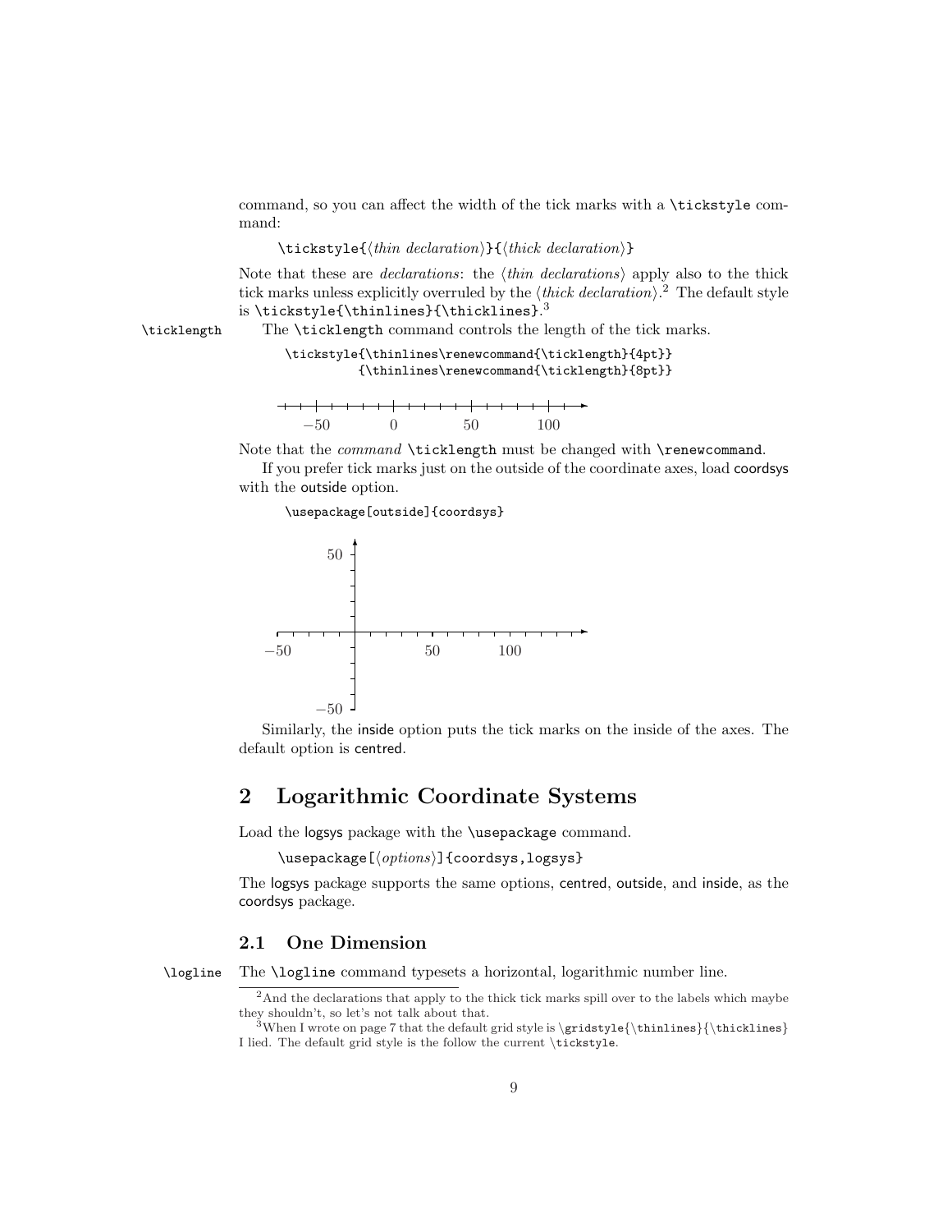command, so you can affect the width of the tick marks with a `\tickstyle` command:

```
\tickstyle{⟨thin declaration⟩}{⟨thick declaration⟩}
```

Note that these are *declarations*: the ⟨*thin declarations*⟩ apply also to the thick tick marks unless explicitly overruled by the ⟨*thick declaration*⟩.[2] The default style is `\tickstyle{\thinlines}{\thicklines}`.[3]

`\ticklength` The `\ticklength` command controls the length of the tick marks.

```
\tickstyle{\thinlines\renewcommand{\ticklength}{4pt}}
          {\thinlines\renewcommand{\ticklength}{8pt}}
```

−50 0 50 100

Note that the *command* `\ticklength` must be changed with `\renewcommand`.

If you prefer tick marks just on the outside of the coordinate axes, load coordsys with the outside option.

```
\usepackage[outside]{coordsys}
```

50

−50 50 100

−50

Similarly, the inside option puts the tick marks on the inside of the axes. The default option is centred.

## 2 Logarithmic Coordinate Systems

Load the logsys package with the `\usepackage` command.

```
\usepackage[⟨options⟩]{coordsys,logsys}
```

The logsys package supports the same options, centred, outside, and inside, as the coordsys package.

### 2.1 One Dimension

`\logline` The `\logline` command typesets a horizontal, logarithmic number line.

---

[2] And the declarations that apply to the thick tick marks spill over to the labels which maybe they shouldn't, so let's not talk about that.

[3] When I wrote on page 7 that the default grid style is `\gridstyle{\thinlines}{\thicklines}` I lied. The default grid style is the follow the current `\tickstyle`.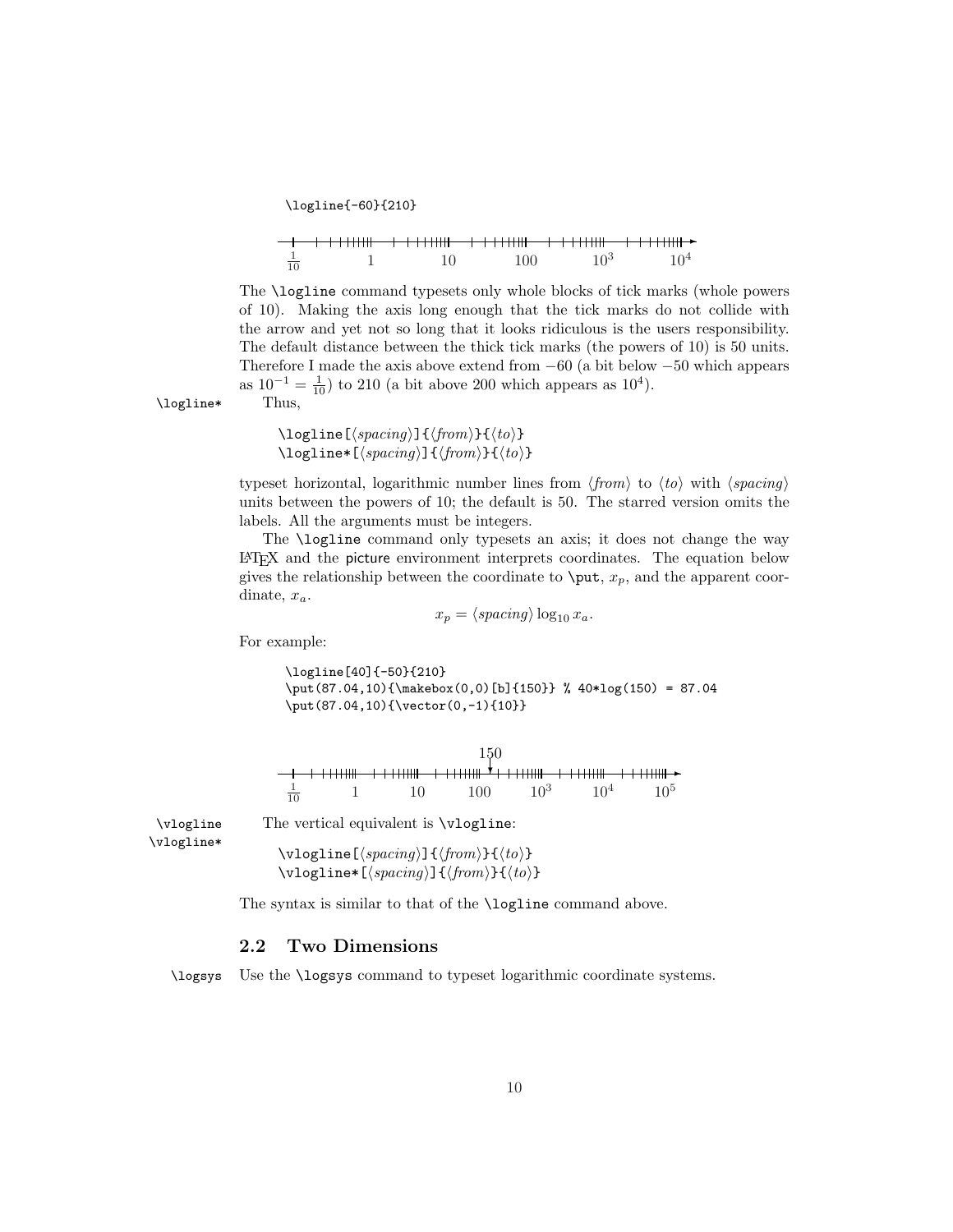```
\logline{-60}{210}
```

$\frac{1}{10}$ 1 10 100 $10^3$ $10^4$

The `\logline` command typesets only whole blocks of tick marks (whole powers of 10). Making the axis long enough that the tick marks do not collide with the arrow and yet not so long that it looks ridiculous is the users responsibility. The default distance between the thick tick marks (the powers of 10) is 50 units. Therefore I made the axis above extend from $-60$ (a bit below $-50$ which appears as $10^{-1} = \frac{1}{10}$) to 210 (a bit above 200 which appears as $10^4$).

`\logline*` Thus,

```
\logline[⟨spacing⟩]{⟨from⟩}{⟨to⟩}
\logline*[⟨spacing⟩]{⟨from⟩}{⟨to⟩}
```

typeset horizontal, logarithmic number lines from ⟨*from*⟩ to ⟨*to*⟩ with ⟨*spacing*⟩ units between the powers of 10; the default is 50. The starred version omits the labels. All the arguments must be integers.

The `\logline` command only typesets an axis; it does not change the way LaTeX and the picture environment interprets coordinates. The equation below gives the relationship between the coordinate to `\put`, $x_p$, and the apparent coordinate, $x_a$.

$$x_p = \langle spacing \rangle \log_{10} x_a.$$

For example:

```
\logline[40]{-50}{210}
\put(87.04,10){\makebox(0,0)[b]{150}} % 40*log(150) = 87.04
\put(87.04,10){\vector(0,-1){10}}
```

150

$\frac{1}{10}$ 1 10 100 $10^3$ $10^4$ $10^5$

`\vlogline` `\vlogline*` The vertical equivalent is `\vlogline`:

```
\vlogline[⟨spacing⟩]{⟨from⟩}{⟨to⟩}
\vlogline*[⟨spacing⟩]{⟨from⟩}{⟨to⟩}
```

The syntax is similar to that of the `\logline` command above.

## 2.2 Two Dimensions

`\logsys` Use the `\logsys` command to typeset logarithmic coordinate systems.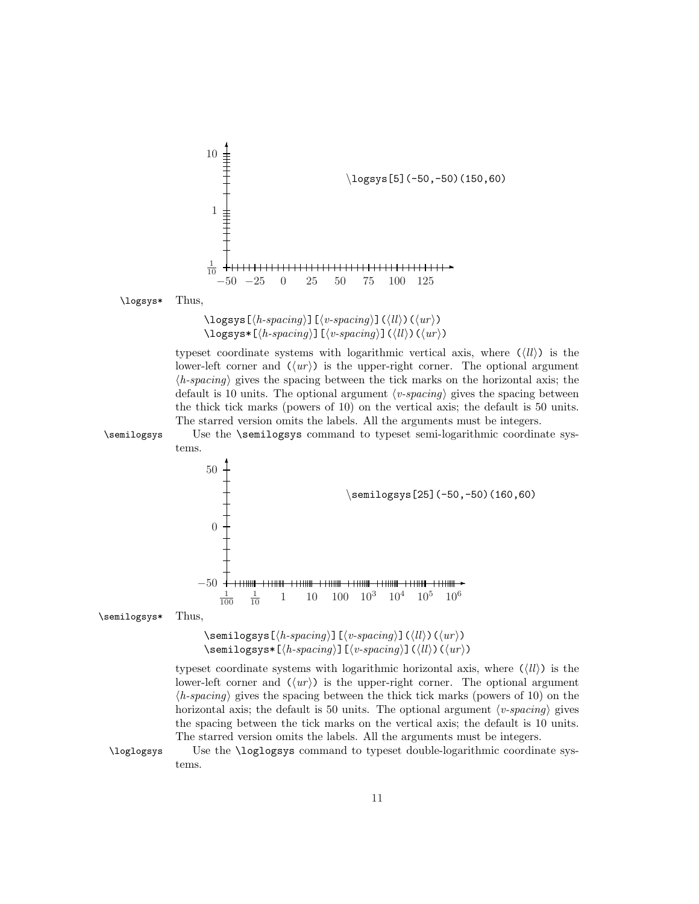10

1

$\frac{1}{10}$

−50 −25 0 25 50 75 100 125

`\logsys[5](-50,-50)(150,60)`

`\logsys*` Thus,

`\logsys[`⟨*h-spacing*⟩`][`⟨*v-spacing*⟩`](`⟨*ll*⟩`)(`⟨*ur*⟩`)`
`\logsys*[`⟨*h-spacing*⟩`][`⟨*v-spacing*⟩`](`⟨*ll*⟩`)(`⟨*ur*⟩`)`

typeset coordinate systems with logarithmic vertical axis, where (⟨*ll*⟩) is the lower-left corner and (⟨*ur*⟩) is the upper-right corner. The optional argument ⟨*h-spacing*⟩ gives the spacing between the tick marks on the horizontal axis; the default is 10 units. The optional argument ⟨*v-spacing*⟩ gives the spacing between the thick tick marks (powers of 10) on the vertical axis; the default is 50 units. The starred version omits the labels. All the arguments must be integers.

`\semilogsys` Use the `\semilogsys` command to typeset semi-logarithmic coordinate systems.

50

0

−50

$\frac{1}{100}$ $\frac{1}{10}$ 1 10 100 $10^3$ $10^4$ $10^5$ $10^6$

`\semilogsys[25](-50,-50)(160,60)`

`\semilogsys*` Thus,

`\semilogsys[`⟨*h-spacing*⟩`][`⟨*v-spacing*⟩`](`⟨*ll*⟩`)(`⟨*ur*⟩`)`
`\semilogsys*[`⟨*h-spacing*⟩`][`⟨*v-spacing*⟩`](`⟨*ll*⟩`)(`⟨*ur*⟩`)`

typeset coordinate systems with logarithmic horizontal axis, where (⟨*ll*⟩) is the lower-left corner and (⟨*ur*⟩) is the upper-right corner. The optional argument ⟨*h-spacing*⟩ gives the spacing between the thick tick marks (powers of 10) on the horizontal axis; the default is 50 units. The optional argument ⟨*v-spacing*⟩ gives the spacing between the tick marks on the vertical axis; the default is 10 units. The starred version omits the labels. All the arguments must be integers.

`\loglogsys` Use the `\loglogsys` command to typeset double-logarithmic coordinate systems.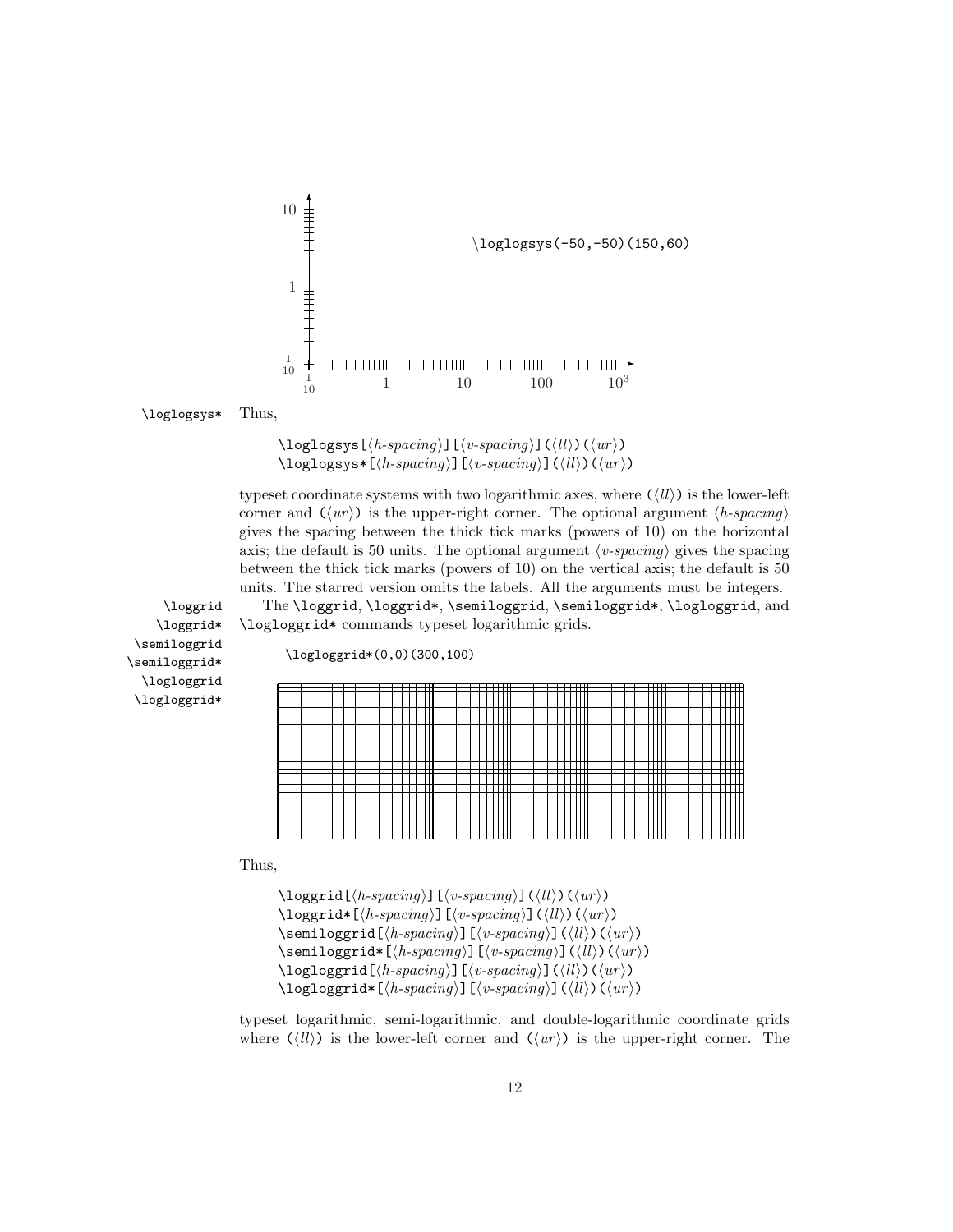\loglogsys(-50,-50)(150,60)

\loglogsys* Thus,

```
\loglogsys[⟨h-spacing⟩][⟨v-spacing⟩](⟨ll⟩)(⟨ur⟩)
\loglogsys*[⟨h-spacing⟩][⟨v-spacing⟩](⟨ll⟩)(⟨ur⟩)
```

typeset coordinate systems with two logarithmic axes, where (⟨*ll*⟩) is the lower-left corner and (⟨*ur*⟩) is the upper-right corner. The optional argument ⟨*h-spacing*⟩ gives the spacing between the thick tick marks (powers of 10) on the horizontal axis; the default is 50 units. The optional argument ⟨*v-spacing*⟩ gives the spacing between the thick tick marks (powers of 10) on the vertical axis; the default is 50 units. The starred version omits the labels. All the arguments must be integers.

\loggrid \loggrid* \semiloggrid \semiloggrid* \logloggrid \logloggrid*

The \loggrid, \loggrid*, \semiloggrid, \semiloggrid*, \logloggrid, and \logloggrid* commands typeset logarithmic grids.

```
\logloggrid*(0,0)(300,100)
```

Thus,

```
\loggrid[⟨h-spacing⟩][⟨v-spacing⟩](⟨ll⟩)(⟨ur⟩)
\loggrid*[⟨h-spacing⟩][⟨v-spacing⟩](⟨ll⟩)(⟨ur⟩)
\semiloggrid[⟨h-spacing⟩][⟨v-spacing⟩](⟨ll⟩)(⟨ur⟩)
\semiloggrid*[⟨h-spacing⟩][⟨v-spacing⟩](⟨ll⟩)(⟨ur⟩)
\logloggrid[⟨h-spacing⟩][⟨v-spacing⟩](⟨ll⟩)(⟨ur⟩)
\logloggrid*[⟨h-spacing⟩][⟨v-spacing⟩](⟨ll⟩)(⟨ur⟩)
```

typeset logarithmic, semi-logarithmic, and double-logarithmic coordinate grids where (⟨*ll*⟩) is the lower-left corner and (⟨*ur*⟩) is the upper-right corner. The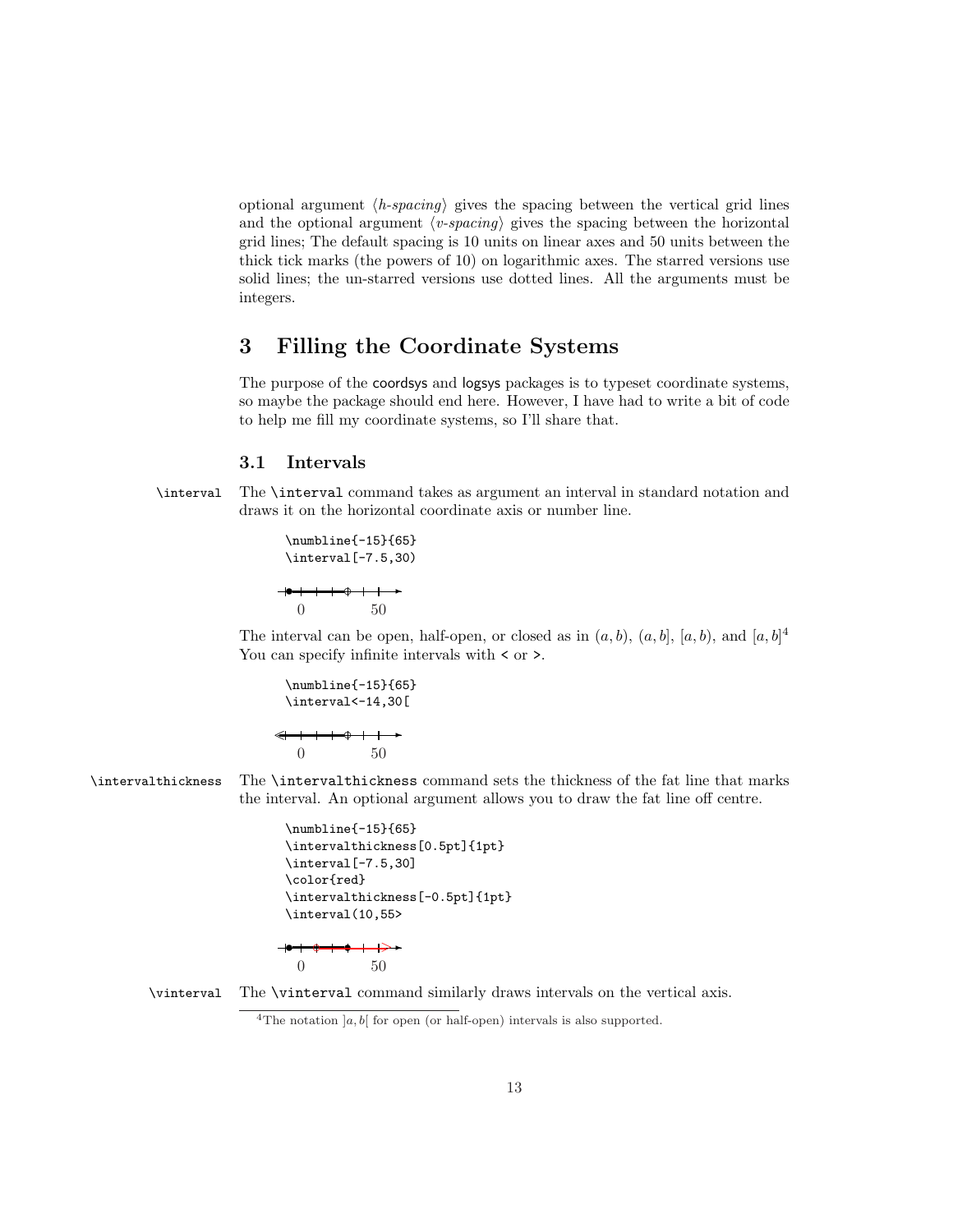optional argument ⟨*h-spacing*⟩ gives the spacing between the vertical grid lines and the optional argument ⟨*v-spacing*⟩ gives the spacing between the horizontal grid lines; The default spacing is 10 units on linear axes and 50 units between the thick tick marks (the powers of 10) on logarithmic axes. The starred versions use solid lines; the un-starred versions use dotted lines. All the arguments must be integers.

# 3 Filling the Coordinate Systems

The purpose of the coordsys and logsys packages is to typeset coordinate systems, so maybe the package should end here. However, I have had to write a bit of code to help me fill my coordinate systems, so I'll share that.

## 3.1 Intervals

`\interval` The `\interval` command takes as argument an interval in standard notation and draws it on the horizontal coordinate axis or number line.

```
\numbline{-15}{65}
\interval[-7.5,30)
```

0 50

The interval can be open, half-open, or closed as in $(a, b)$, $(a, b]$, $[a, b)$, and $[a, b]$[4] You can specify infinite intervals with < or >.

```
\numbline{-15}{65}
\interval<-14,30[
```

0 50

`\intervalthickness` The `\intervalthickness` command sets the thickness of the fat line that marks the interval. An optional argument allows you to draw the fat line off centre.

```
\numbline{-15}{65}
\intervalthickness[0.5pt]{1pt}
\interval[-7.5,30]
\color{red}
\intervalthickness[-0.5pt]{1pt}
\interval(10,55>
```

0 50

`\vinterval` The `\vinterval` command similarly draws intervals on the vertical axis.

[4] The notation $]a, b[$ for open (or half-open) intervals is also supported.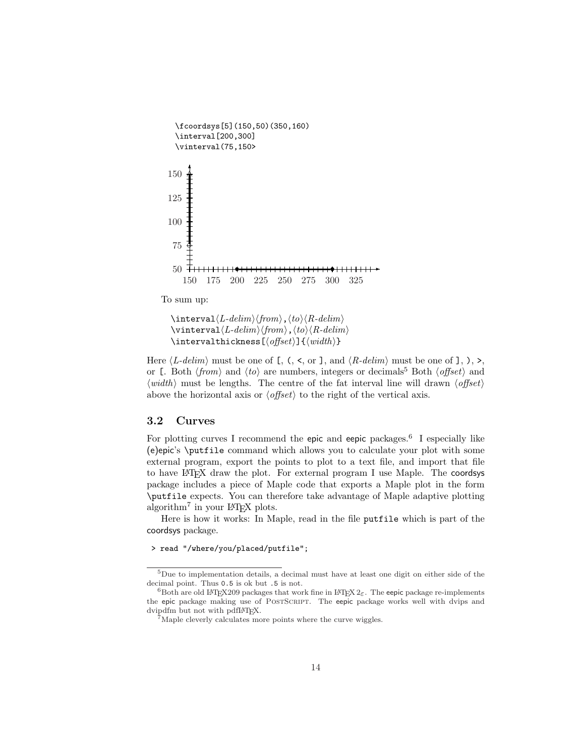```
\fcoordsys[5](150,50)(350,160)
\interval[200,300]
\vinterval(75,150>
```

To sum up:

```
\interval⟨L-delim⟩⟨from⟩,⟨to⟩⟨R-delim⟩
\vinterval⟨L-delim⟩⟨from⟩,⟨to⟩⟨R-delim⟩
\intervalthickness[⟨offset⟩]{⟨width⟩}
```

Here ⟨*L-delim*⟩ must be one of `[`, `(`, `<`, or `]`, and ⟨*R-delim*⟩ must be one of `]`, `)`, `>`, or `[`. Both ⟨*from*⟩ and ⟨*to*⟩ are numbers, integers or decimals[5] Both ⟨*offset*⟩ and ⟨*width*⟩ must be lengths. The centre of the fat interval line will drawn ⟨*offset*⟩ above the horizontal axis or ⟨*offset*⟩ to the right of the vertical axis.

## 3.2 Curves

For plotting curves I recommend the epic and eepic packages.[6] I especially like (e)epic's `\putfile` command which allows you to calculate your plot with some external program, export the points to plot to a text file, and import that file to have LaTeX draw the plot. For external program I use Maple. The coordsys package includes a piece of Maple code that exports a Maple plot in the form `\putfile` expects. You can therefore take advantage of Maple adaptive plotting algorithm[7] in your LaTeX plots.

Here is how it works: In Maple, read in the file `putfile` which is part of the coordsys package.

```
> read "/where/you/placed/putfile";
```

---

[5] Due to implementation details, a decimal must have at least one digit on either side of the decimal point. Thus `0.5` is ok but `.5` is not.

[6] Both are old LaTeX209 packages that work fine in LaTeX $2_\varepsilon$. The eepic package re-implements the epic package making use of PostScript. The eepic package works well with dvips and dvipdfm but not with pdfLaTeX.

[7] Maple cleverly calculates more points where the curve wiggles.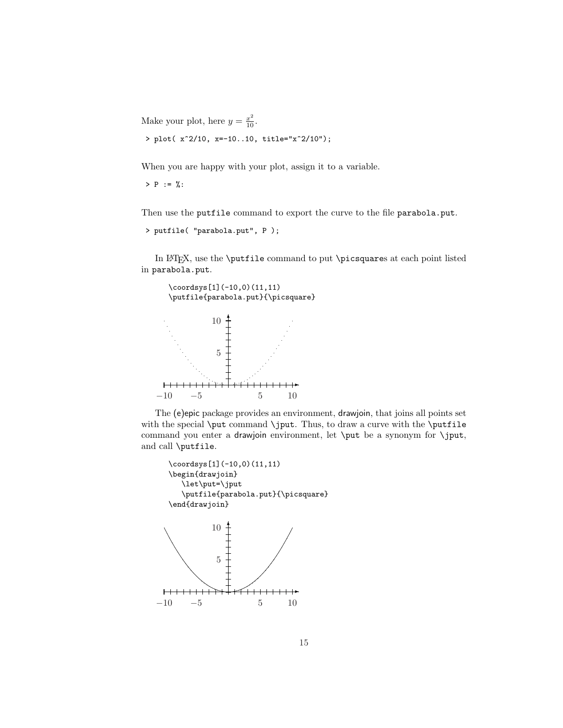Make your plot, here $y = \frac{x^2}{10}$.

```
> plot( x^2/10, x=-10..10, title="x^2/10");
```

When you are happy with your plot, assign it to a variable.

```
> P := %:
```

Then use the `putfile` command to export the curve to the file `parabola.put`.

```
> putfile( "parabola.put", P );
```

In LaTeX, use the `\putfile` command to put `\picsquare`s at each point listed in `parabola.put`.

```
\coordsys[1](-10,0)(11,11)
\putfile{parabola.put}{\picsquare}
```

The (e)epic package provides an environment, drawjoin, that joins all points set with the special `\put` command `\jput`. Thus, to draw a curve with the `\putfile` command you enter a drawjoin environment, let `\put` be a synonym for `\jput`, and call `\putfile`.

```
\coordsys[1](-10,0)(11,11)
\begin{drawjoin}
   \let\put=\jput
   \putfile{parabola.put}{\picsquare}
\end{drawjoin}
```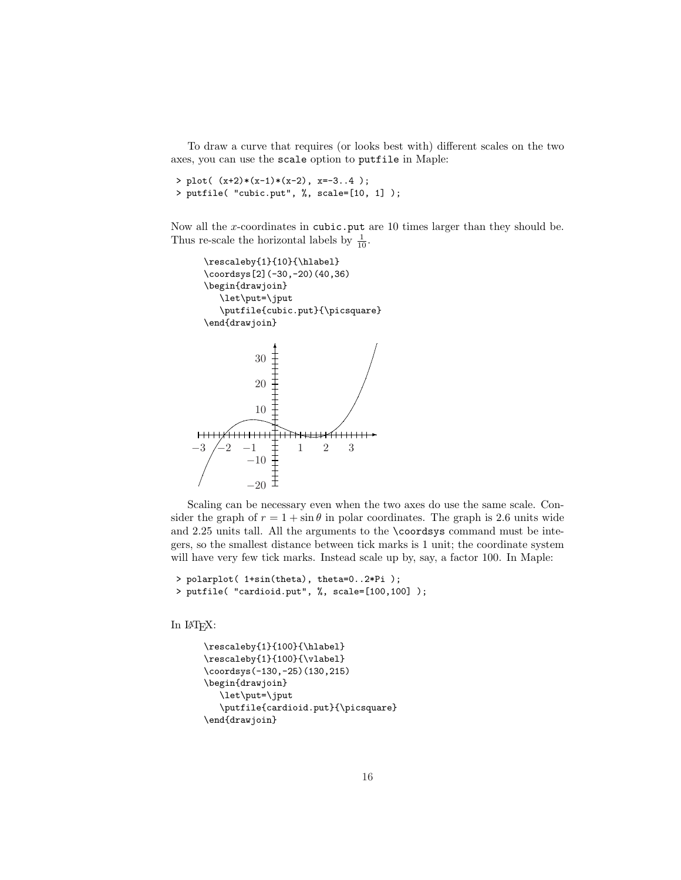To draw a curve that requires (or looks best with) different scales on the two axes, you can use the `scale` option to `putfile` in Maple:

```
> plot( (x+2)*(x-1)*(x-2), x=-3..4 );
> putfile( "cubic.put", %, scale=[10, 1] );
```

Now all the $x$-coordinates in `cubic.put` are 10 times larger than they should be. Thus re-scale the horizontal labels by $\frac{1}{10}$.

```
\rescaleby{1}{10}{\hlabel}
\coordsys[2](-30,-20)(40,36)
\begin{drawjoin}
   \let\put=\jput
   \putfile{cubic.put}{\picsquare}
\end{drawjoin}
```

Scaling can be necessary even when the two axes do use the same scale. Consider the graph of $r = 1 + \sin\theta$ in polar coordinates. The graph is 2.6 units wide and 2.25 units tall. All the arguments to the `\coordsys` command must be integers, so the smallest distance between tick marks is 1 unit; the coordinate system will have very few tick marks. Instead scale up by, say, a factor 100. In Maple:

```
> polarplot( 1+sin(theta), theta=0..2*Pi );
> putfile( "cardioid.put", %, scale=[100,100] );
```

In LaTeX:

```
\rescaleby{1}{100}{\hlabel}
\rescaleby{1}{100}{\vlabel}
\coordsys(-130,-25)(130,215)
\begin{drawjoin}
   \let\put=\jput
   \putfile{cardioid.put}{\picsquare}
\end{drawjoin}
```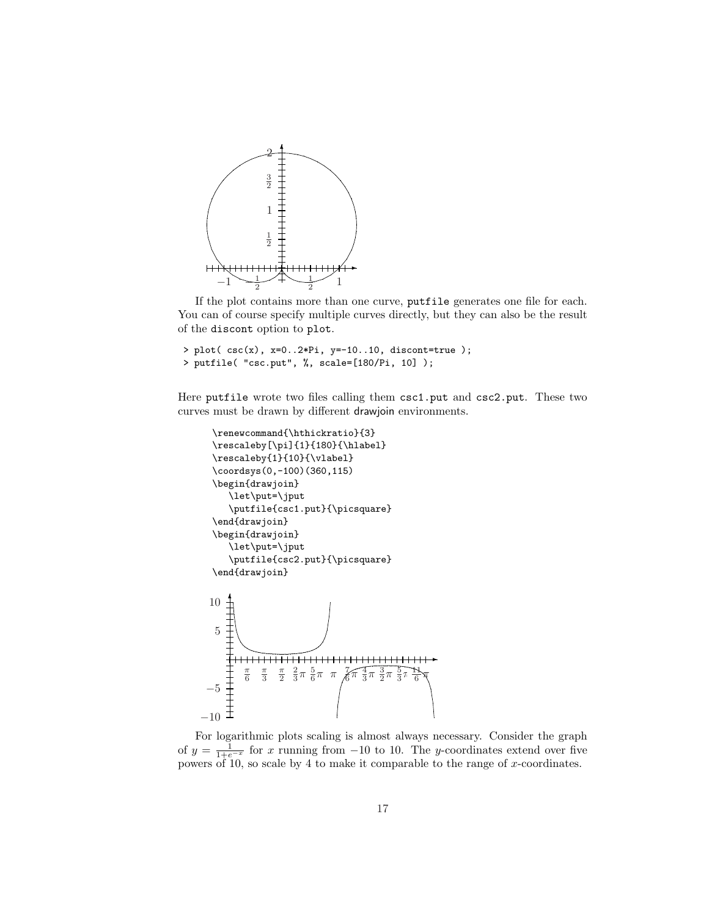If the plot contains more than one curve, putfile generates one file for each. You can of course specify multiple curves directly, but they can also be the result of the discont option to plot.

```
> plot( csc(x), x=0..2*Pi, y=-10..10, discont=true );
> putfile( "csc.put", %, scale=[180/Pi, 10] );
```

Here putfile wrote two files calling them csc1.put and csc2.put. These two curves must be drawn by different drawjoin environments.

```
\renewcommand{\hthickratio}{3}
\rescaleby[\pi]{1}{180}{\hlabel}
\rescaleby{1}{10}{\vlabel}
\coordsys(0,-100)(360,115)
\begin{drawjoin}
   \let\put=\jput
   \putfile{csc1.put}{\picsquare}
\end{drawjoin}
\begin{drawjoin}
   \let\put=\jput
   \putfile{csc2.put}{\picsquare}
\end{drawjoin}
```

For logarithmic plots scaling is almost always necessary. Consider the graph of $y = \frac{1}{1+e^{-x}}$ for $x$ running from $-10$ to 10. The $y$-coordinates extend over five powers of 10, so scale by 4 to make it comparable to the range of $x$-coordinates.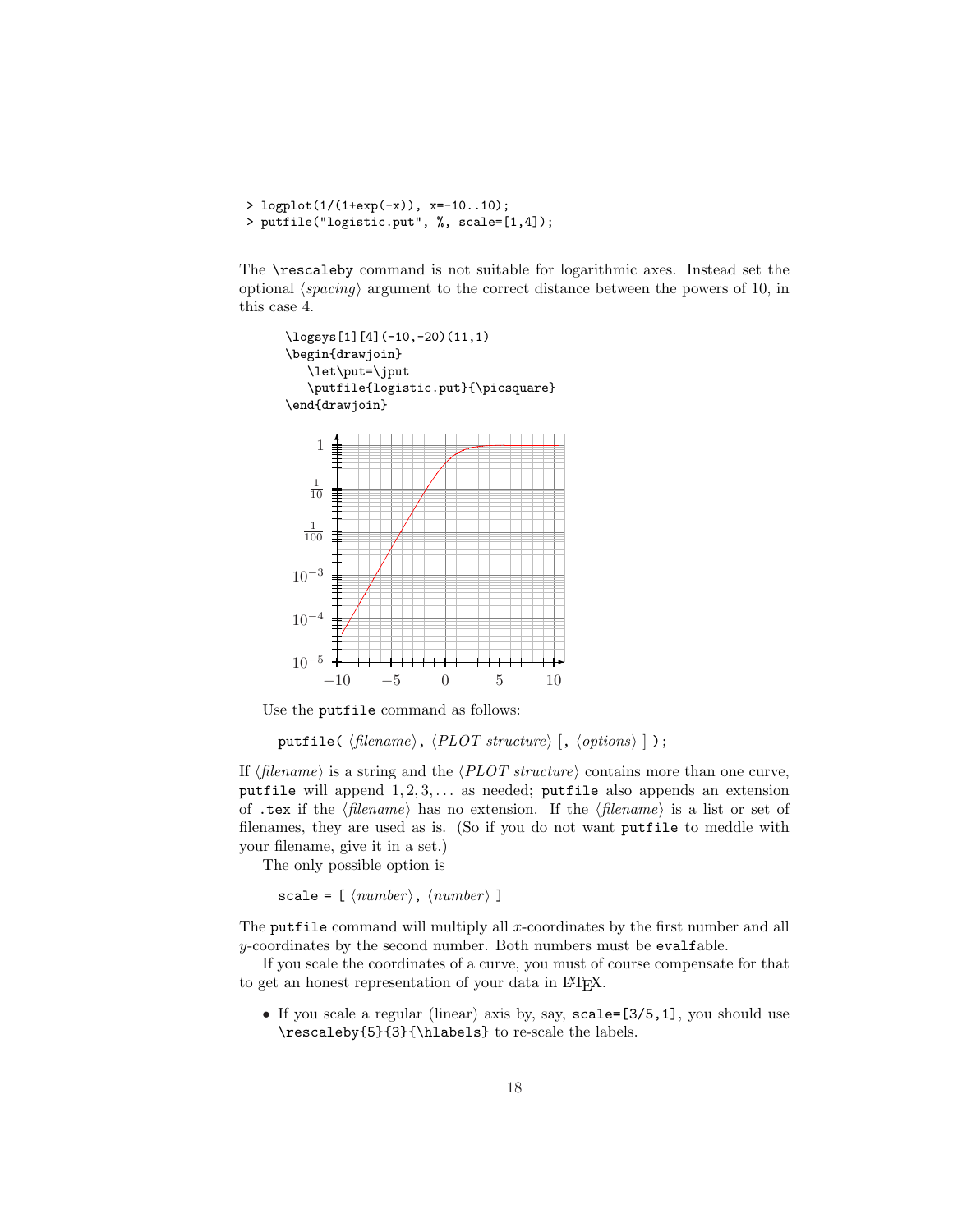```
> logplot(1/(1+exp(-x)), x=-10..10);
> putfile("logistic.put", %, scale=[1,4]);
```

The `\rescaleby` command is not suitable for logarithmic axes. Instead set the optional ⟨*spacing*⟩ argument to the correct distance between the powers of 10, in this case 4.

```
\logsys[1][4](-10,-20)(11,1)
\begin{drawjoin}
   \let\put=\jput
   \putfile{logistic.put}{\picsquare}
\end{drawjoin}
```

Use the `putfile` command as follows:

`putfile(` ⟨*filename*⟩`,` ⟨*PLOT structure*⟩ [`,` ⟨*options*⟩ ] `);`

If ⟨*filename*⟩ is a string and the ⟨*PLOT structure*⟩ contains more than one curve, `putfile` will append $1, 2, 3, \ldots$ as needed; `putfile` also appends an extension of `.tex` if the ⟨*filename*⟩ has no extension. If the ⟨*filename*⟩ is a list or set of filenames, they are used as is. (So if you do not want `putfile` to meddle with your filename, give it in a set.)

The only possible option is

`scale = [` ⟨*number*⟩`,` ⟨*number*⟩ `]`

The `putfile` command will multiply all $x$-coordinates by the first number and all $y$-coordinates by the second number. Both numbers must be `evalf`able.

If you scale the coordinates of a curve, you must of course compensate for that to get an honest representation of your data in LaTeX.

- If you scale a regular (linear) axis by, say, `scale=[3/5,1]`, you should use `\rescaleby{5}{3}{\hlabels}` to re-scale the labels.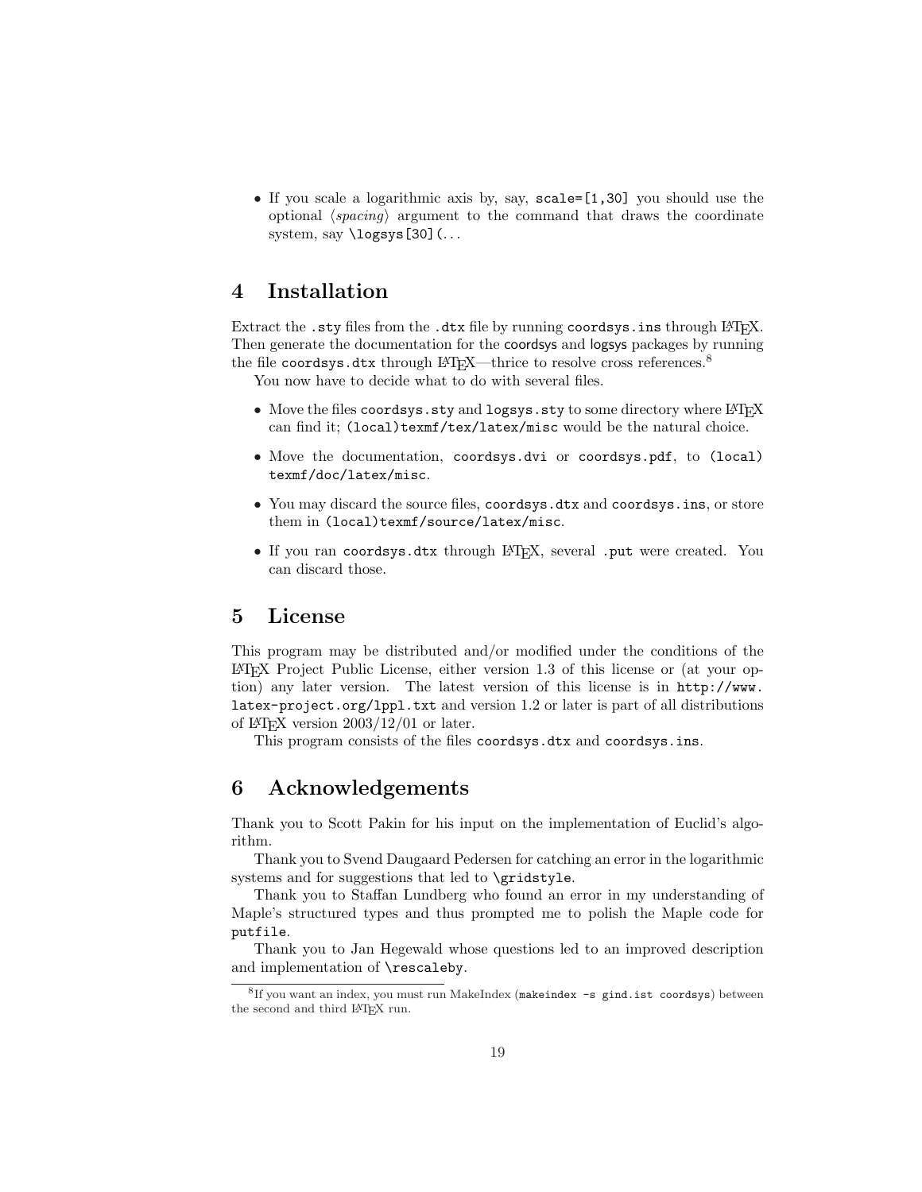- If you scale a logarithmic axis by, say, `scale=[1,30]` you should use the optional ⟨*spacing*⟩ argument to the command that draws the coordinate system, say `\logsys[30](...`

# 4 Installation

Extract the `.sty` files from the `.dtx` file by running `coordsys.ins` through LaTeX. Then generate the documentation for the coordsys and logsys packages by running the file `coordsys.dtx` through LaTeX—thrice to resolve cross references.[8]

You now have to decide what to do with several files.

- Move the files `coordsys.sty` and `logsys.sty` to some directory where LaTeX can find it; `(local)texmf/tex/latex/misc` would be the natural choice.
- Move the documentation, `coordsys.dvi` or `coordsys.pdf`, to `(local) texmf/doc/latex/misc`.
- You may discard the source files, `coordsys.dtx` and `coordsys.ins`, or store them in `(local)texmf/source/latex/misc`.
- If you ran `coordsys.dtx` through LaTeX, several `.put` were created. You can discard those.

# 5 License

This program may be distributed and/or modified under the conditions of the LaTeX Project Public License, either version 1.3 of this license or (at your option) any later version. The latest version of this license is in `http://www.latex-project.org/lppl.txt` and version 1.2 or later is part of all distributions of LaTeX version 2003/12/01 or later.

This program consists of the files `coordsys.dtx` and `coordsys.ins`.

# 6 Acknowledgements

Thank you to Scott Pakin for his input on the implementation of Euclid's algorithm.

Thank you to Svend Daugaard Pedersen for catching an error in the logarithmic systems and for suggestions that led to `\gridstyle`.

Thank you to Staffan Lundberg who found an error in my understanding of Maple's structured types and thus prompted me to polish the Maple code for `putfile`.

Thank you to Jan Hegewald whose questions led to an improved description and implementation of `\rescaleby`.

---

[8] If you want an index, you must run MakeIndex (`makeindex -s gind.ist coordsys`) between the second and third LaTeX run.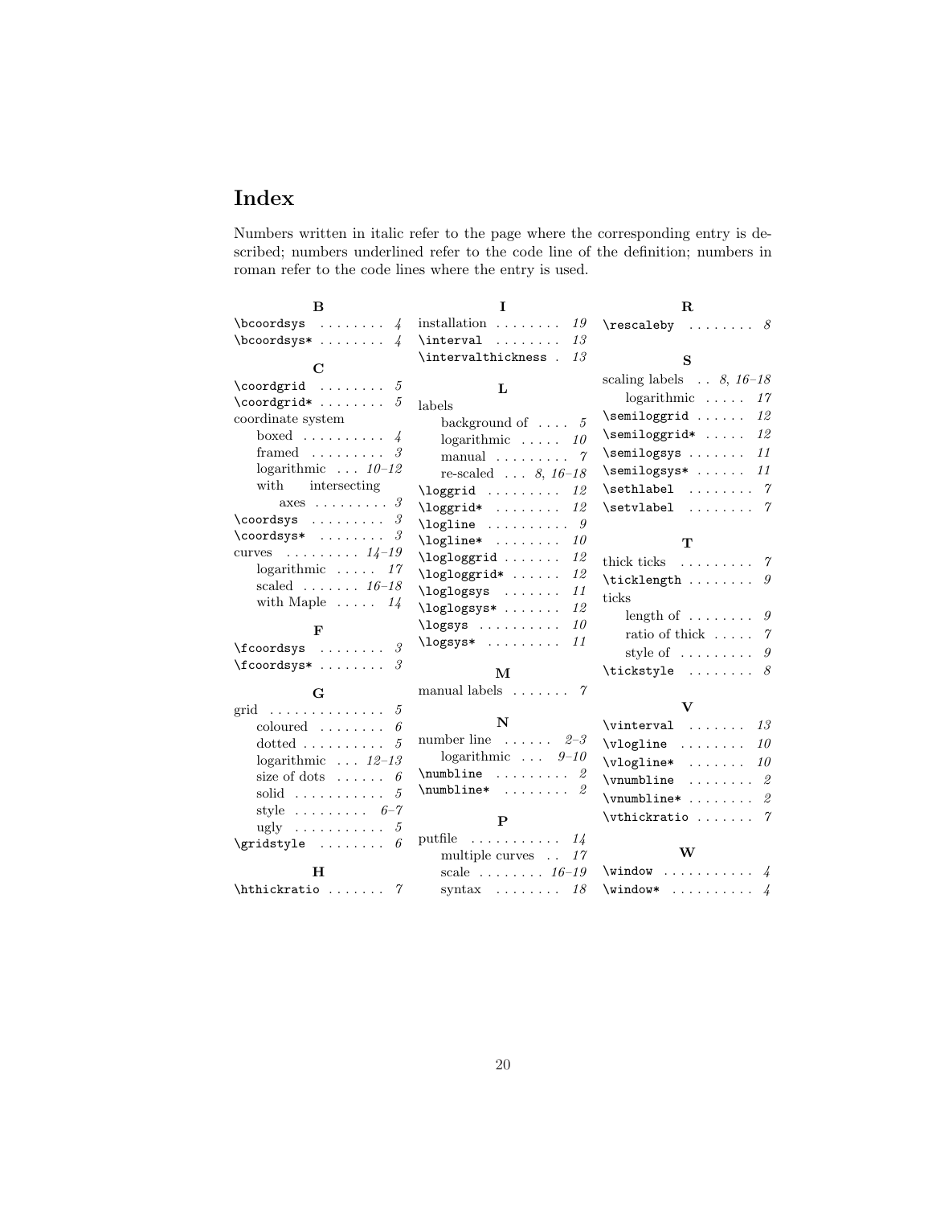# Index

Numbers written in italic refer to the page where the corresponding entry is described; numbers underlined refer to the code line of the definition; numbers in roman refer to the code lines where the entry is used.

**B**

\bcoordsys . . . . . . . . *4*
\bcoordsys* . . . . . . . . *4*

**C**

\coordgrid . . . . . . . . *5*
\coordgrid* . . . . . . . . *5*
coordinate system
  boxed . . . . . . . . . . *4*
  framed . . . . . . . . . *3*
  logarithmic . . . *10–12*
  with intersecting axes . . . . . . . . . *3*
\coordsys . . . . . . . . . *3*
\coordsys* . . . . . . . . *3*
curves . . . . . . . . . *14–19*
  logarithmic . . . . . *17*
  scaled . . . . . . . *16–18*
  with Maple . . . . . *14*

**F**

\fcoordsys . . . . . . . . *3*
\fcoordsys* . . . . . . . . *3*

**G**

grid . . . . . . . . . . . . . . *5*
  coloured . . . . . . . . *6*
  dotted . . . . . . . . . . *5*
  logarithmic . . . *12–13*
  size of dots . . . . . . *6*
  solid . . . . . . . . . . . *5*
  style . . . . . . . . . *6–7*
  ugly . . . . . . . . . . . *5*
\gridstyle . . . . . . . . *6*

**H**

\hthickratio . . . . . . . *7*

**I**

installation . . . . . . . . *19*
\interval . . . . . . . . *13*
\intervalthickness . *13*

**L**

labels
  background of . . . . *5*
  logarithmic . . . . . *10*
  manual . . . . . . . . . *7*
  re-scaled . . . *8*, *16–18*
\loggrid . . . . . . . . . *12*
\loggrid* . . . . . . . . *12*
\logline . . . . . . . . . . *9*
\logline* . . . . . . . . *10*
\logloggrid . . . . . . . *12*
\logloggrid* . . . . . . *12*
\loglogsys . . . . . . . *11*
\loglogsys* . . . . . . . *12*
\logsys . . . . . . . . . . *10*
\logsys* . . . . . . . . . *11*

**M**

manual labels . . . . . . . *7*

**N**

number line . . . . . . *2–3*
  logarithmic . . . *9–10*
\numbline . . . . . . . . . *2*
\numbline* . . . . . . . . *2*

**P**

putfile . . . . . . . . . . . *14*
  multiple curves . . *17*
  scale . . . . . . . . *16–19*
  syntax . . . . . . . . *18*

**R**

\rescaleby . . . . . . . . *8*

**S**

scaling labels . . *8*, *16–18*
  logarithmic . . . . . *17*
\semiloggrid . . . . . . *12*
\semiloggrid* . . . . . *12*
\semilogsys . . . . . . . *11*
\semilogsys* . . . . . . *11*
\sethlabel . . . . . . . . *7*
\setvlabel . . . . . . . . *7*

**T**

thick ticks . . . . . . . . . *7*
\ticklength . . . . . . . . *9*
ticks
  length of . . . . . . . . *9*
  ratio of thick . . . . . *7*
  style of . . . . . . . . . *9*
\tickstyle . . . . . . . . *8*

**V**

\vinterval . . . . . . . *13*
\vlogline . . . . . . . . *10*
\vlogline* . . . . . . . *10*
\vnumbline . . . . . . . . *2*
\vnumbline* . . . . . . . . *2*
\vthickratio . . . . . . . *7*

**W**

\window . . . . . . . . . . . *4*
\window* . . . . . . . . . . *4*